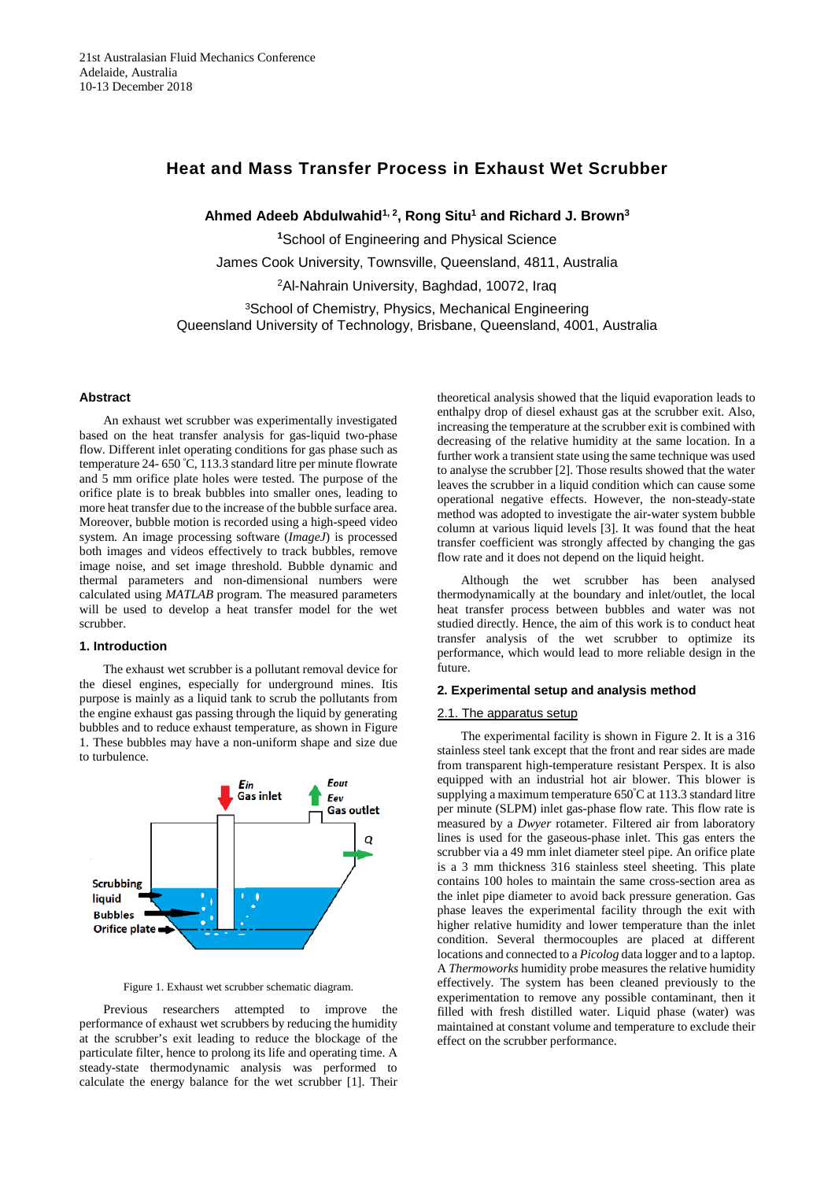21st Australasian Fluid Mechanics Conference
Adelaide, Australia
10-13 December 2018

# Heat and Mass Transfer Process in Exhaust Wet Scrubber

**Ahmed Adeeb Abdulwahid[1, 2], Rong Situ[1] and Richard J. Brown[3]**

[1]School of Engineering and Physical Science
James Cook University, Townsville, Queensland, 4811, Australia
[2]Al-Nahrain University, Baghdad, 10072, Iraq
[3]School of Chemistry, Physics, Mechanical Engineering
Queensland University of Technology, Brisbane, Queensland, 4001, Australia

## Abstract

An exhaust wet scrubber was experimentally investigated based on the heat transfer analysis for gas-liquid two-phase flow. Different inlet operating conditions for gas phase such as temperature 24- 650 °C, 113.3 standard litre per minute flowrate and 5 mm orifice plate holes were tested. The purpose of the orifice plate is to break bubbles into smaller ones, leading to more heat transfer due to the increase of the bubble surface area. Moreover, bubble motion is recorded using a high-speed video system. An image processing software (*ImageJ*) is processed both images and videos effectively to track bubbles, remove image noise, and set image threshold. Bubble dynamic and thermal parameters and non-dimensional numbers were calculated using *MATLAB* program. The measured parameters will be used to develop a heat transfer model for the wet scrubber.

## 1. Introduction

The exhaust wet scrubber is a pollutant removal device for the diesel engines, especially for underground mines. Itis purpose is mainly as a liquid tank to scrub the pollutants from the engine exhaust gas passing through the liquid by generating bubbles and to reduce exhaust temperature, as shown in Figure 1. These bubbles may have a non-uniform shape and size due to turbulence.

Figure 1. Exhaust wet scrubber schematic diagram.

Previous researchers attempted to improve the performance of exhaust wet scrubbers by reducing the humidity at the scrubber's exit leading to reduce the blockage of the particulate filter, hence to prolong its life and operating time. A steady-state thermodynamic analysis was performed to calculate the energy balance for the wet scrubber [1]. Their theoretical analysis showed that the liquid evaporation leads to enthalpy drop of diesel exhaust gas at the scrubber exit. Also, increasing the temperature at the scrubber exit is combined with decreasing of the relative humidity at the same location. In a further work a transient state using the same technique was used to analyse the scrubber [2]. Those results showed that the water leaves the scrubber in a liquid condition which can cause some operational negative effects. However, the non-steady-state method was adopted to investigate the air-water system bubble column at various liquid levels [3]. It was found that the heat transfer coefficient was strongly affected by changing the gas flow rate and it does not depend on the liquid height.

Although the wet scrubber has been analysed thermodynamically at the boundary and inlet/outlet, the local heat transfer process between bubbles and water was not studied directly. Hence, the aim of this work is to conduct heat transfer analysis of the wet scrubber to optimize its performance, which would lead to more reliable design in the future.

## 2. Experimental setup and analysis method

### 2.1. The apparatus setup

The experimental facility is shown in Figure 2. It is a 316 stainless steel tank except that the front and rear sides are made from transparent high-temperature resistant Perspex. It is also equipped with an industrial hot air blower. This blower is supplying a maximum temperature 650°C at 113.3 standard litre per minute (SLPM) inlet gas-phase flow rate. This flow rate is measured by a *Dwyer* rotameter. Filtered air from laboratory lines is used for the gaseous-phase inlet. This gas enters the scrubber via a 49 mm inlet diameter steel pipe. An orifice plate is a 3 mm thickness 316 stainless steel sheeting. This plate contains 100 holes to maintain the same cross-section area as the inlet pipe diameter to avoid back pressure generation. Gas phase leaves the experimental facility through the exit with higher relative humidity and lower temperature than the inlet condition. Several thermocouples are placed at different locations and connected to a *Picolog* data logger and to a laptop. A *Thermoworks* humidity probe measures the relative humidity effectively. The system has been cleaned previously to the experimentation to remove any possible contaminant, then it filled with fresh distilled water. Liquid phase (water) was maintained at constant volume and temperature to exclude their effect on the scrubber performance.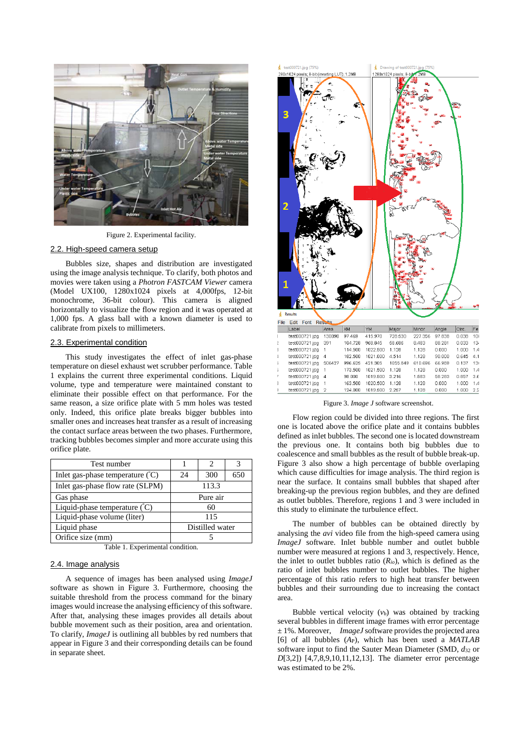Figure 2. Experimental facility.

## 2.2. High-speed camera setup

Bubbles size, shapes and distribution are investigated using the image analysis technique. To clarify, both photos and movies were taken using a *Photron FASTCAM Viewer* camera (Model UX100, 1280x1024 pixels at 4,000fps, 12-bit monochrome, 36-bit colour). This camera is aligned horizontally to visualize the flow region and it was operated at 1,000 fps. A glass ball with a known diameter is used to calibrate from pixels to millimeters.

## 2.3. Experimental condition

This study investigates the effect of inlet gas-phase temperature on diesel exhaust wet scrubber performance. Table 1 explains the current three experimental conditions. Liquid volume, type and temperature were maintained constant to eliminate their possible effect on that performance. For the same reason, a size orifice plate with 5 mm holes was tested only. Indeed, this orifice plate breaks bigger bubbles into smaller ones and increases heat transfer as a result of increasing the contact surface areas between the two phases. Furthermore, tracking bubbles becomes simpler and more accurate using this orifice plate.

| Test number | 1 | 2 | 3 |
|---|---|---|---|
| Inlet gas-phase temperature (°C) | 24 | 300 | 650 |
| Inlet gas-phase flow rate (SLPM) | 113.3 | | |
| Gas phase | Pure air | | |
| Liquid-phase temperature (°C) | 60 | | |
| Liquid-phase volume (liter) | 115 | | |
| Liquid phase | Distilled water | | |
| Orifice size (mm) | 5 | | |

Table 1. Experimental condition.

## 2.4. Image analysis

A sequence of images has been analysed using *ImageJ* software as shown in Figure 3. Furthermore, choosing the suitable threshold from the process command for the binary images would increase the analysing efficiency of this software. After that, analysing these images provides all details about bubble movement such as their position, area and orientation. To clarify, *ImageJ* is outlining all bubbles by red numbers that appear in Figure 3 and their corresponding details can be found in separate sheet.

Figure 3. *Image J* software screenshot.

Flow region could be divided into three regions. The first one is located above the orifice plate and it contains bubbles defined as inlet bubbles. The second one is located downstream the previous one. It contains both big bubbles due to coalescence and small bubbles as the result of bubble break-up. Figure 3 also show a high percentage of bubble overlaping which cause difficulties for image analysis. The third region is near the surface. It contains small bubbles that shaped after breaking-up the previous region bubbles, and they are defined as outlet bubbles. Therefore, regions 1 and 3 were included in this study to eliminate the turbulence effect.

The number of bubbles can be obtained directly by analysing the *avi* video file from the high-speed camera using *ImageJ* software. Inlet bubble number and outlet bubble number were measured at regions 1 and 3, respectively. Hence, the inlet to outlet bubbles ratio ($R_{io}$), which is defined as the ratio of inlet bubbles number to outlet bubbles number. The higher percentage of this ratio refers to high heat transfer between bubbles and their surrounding due to increasing the contact area.

Bubble vertical velocity ($v_b$) was obtained by tracking several bubbles in different image frames with error percentage ± 1%. Moreover, *ImageJ* software provides the projected area [6] of all bubbles ($A_P$), which has been used a *MATLAB* software input to find the Sauter Mean Diameter (SMD, $d_{32}$ or $D[3,2]$) [4,7,8,9,10,11,12,13]. The diameter error percentage was estimated to be 2%.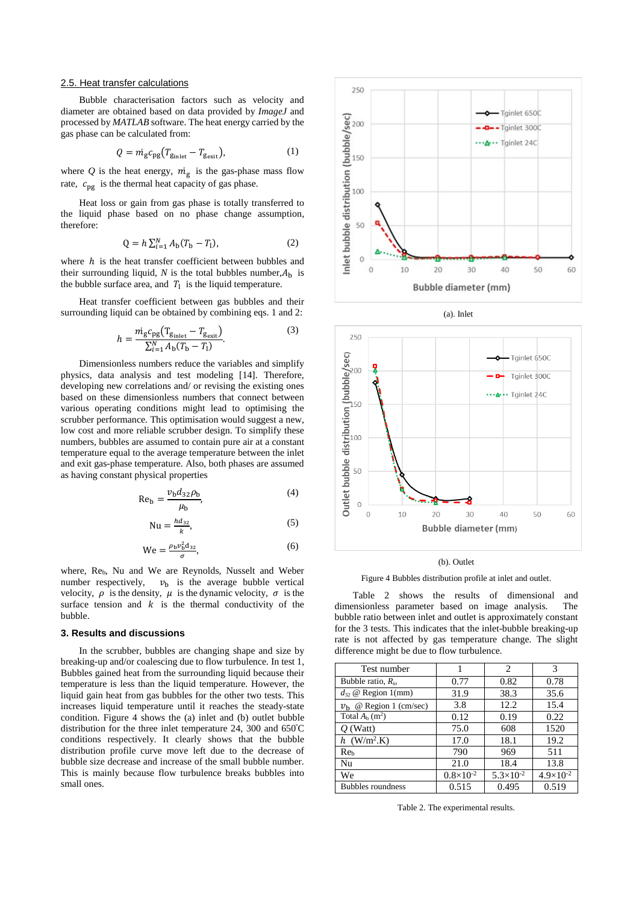### 2.5. Heat transfer calculations

Bubble characterisation factors such as velocity and diameter are obtained based on data provided by *ImageJ* and processed by *MATLAB* software. The heat energy carried by the gas phase can be calculated from:

$$Q = \dot{m}_g c_{pg}\left(T_{g_{\text{inlet}}} - T_{g_{\text{exit}}}\right), \tag{1}$$

where $Q$ is the heat energy, $\dot{m}_g$ is the gas-phase mass flow rate, $c_{pg}$ is the thermal heat capacity of gas phase.

Heat loss or gain from gas phase is totally transferred to the liquid phase based on no phase change assumption, therefore:

$$Q = h\sum_{i=1}^{N} A_b (T_b - T_l), \tag{2}$$

where $h$ is the heat transfer coefficient between bubbles and their surrounding liquid, $N$ is the total bubbles number, $A_b$ is the bubble surface area, and $T_l$ is the liquid temperature.

Heat transfer coefficient between gas bubbles and their surrounding liquid can be obtained by combining eqs. 1 and 2:

$$h = \frac{\dot{m}_g c_{pg}\left(T_{g_{\text{inlet}}} - T_{g_{\text{exit}}}\right)}{\sum_{i=1}^{N} A_b (T_b - T_l)}. \tag{3}$$

Dimensionless numbers reduce the variables and simplify physics, data analysis and test modeling [14]. Therefore, developing new correlations and/ or revising the existing ones based on these dimensionless numbers that connect between various operating conditions might lead to optimising the scrubber performance. This optimisation would suggest a new, low cost and more reliable scrubber design. To simplify these numbers, bubbles are assumed to contain pure air at a constant temperature equal to the average temperature between the inlet and exit gas-phase temperature. Also, both phases are assumed as having constant physical properties

$$\text{Re}_b = \frac{v_b d_{32} \rho_b}{\mu_b}, \tag{4}$$

$$\text{Nu} = \frac{h d_{32}}{k}, \tag{5}$$

$$\text{We} = \frac{\rho_b v_b^2 d_{32}}{\sigma}, \tag{6}$$

where, $\text{Re}_b$, Nu and We are Reynolds, Nusselt and Weber number respectively, $v_b$ is the average bubble vertical velocity, $\rho$ is the density, $\mu$ is the dynamic viscosity, $\sigma$ is the surface tension and $k$ is the thermal conductivity of the bubble.

## 3. Results and discussions

In the scrubber, bubbles are changing shape and size by breaking-up and/or coalescing due to flow turbulence. In test 1, Bubbles gained heat from the surrounding liquid because their temperature is less than the liquid temperature. However, the liquid gain heat from gas bubbles for the other two tests. This increases liquid temperature until it reaches the steady-state condition. Figure 4 shows the (a) inlet and (b) outlet bubble distribution for the three inlet temperature 24, 300 and 650°C conditions respectively. It clearly shows that the bubble distribution profile curve move left due to the decrease of bubble size decrease and increase of the small bubble number. This is mainly because flow turbulence breaks bubbles into small ones.

(a). Inlet

(b). Outlet

Figure 4 Bubbles distribution profile at inlet and outlet.

Table 2 shows the results of dimensional and dimensionless parameter based on image analysis. The bubble ratio between inlet and outlet is approximately constant for the 3 tests. This indicates that the inlet-bubble breaking-up rate is not affected by gas temperature change. The slight difference might be due to flow turbulence.

| Test number | 1 | 2 | 3 |
|---|---|---|---|
| Bubble ratio, $R_{io}$ | 0.77 | 0.82 | 0.78 |
| $d_{32}$ @ Region 1(mm) | 31.9 | 38.3 | 35.6 |
| $v_b$ @ Region 1 (cm/sec) | 3.8 | 12.2 | 15.4 |
| Total $A_b$ ($m^2$) | 0.12 | 0.19 | 0.22 |
| $Q$ (Watt) | 75.0 | 608 | 1520 |
| $h$ ($W/m^2.K$) | 17.0 | 18.1 | 19.2 |
| $\text{Re}_b$ | 790 | 969 | 511 |
| Nu | 21.0 | 18.4 | 13.8 |
| We | $0.8\times10^{-2}$ | $5.3\times10^{-2}$ | $4.9\times10^{-2}$ |
| Bubbles roundness | 0.515 | 0.495 | 0.519 |

Table 2. The experimental results.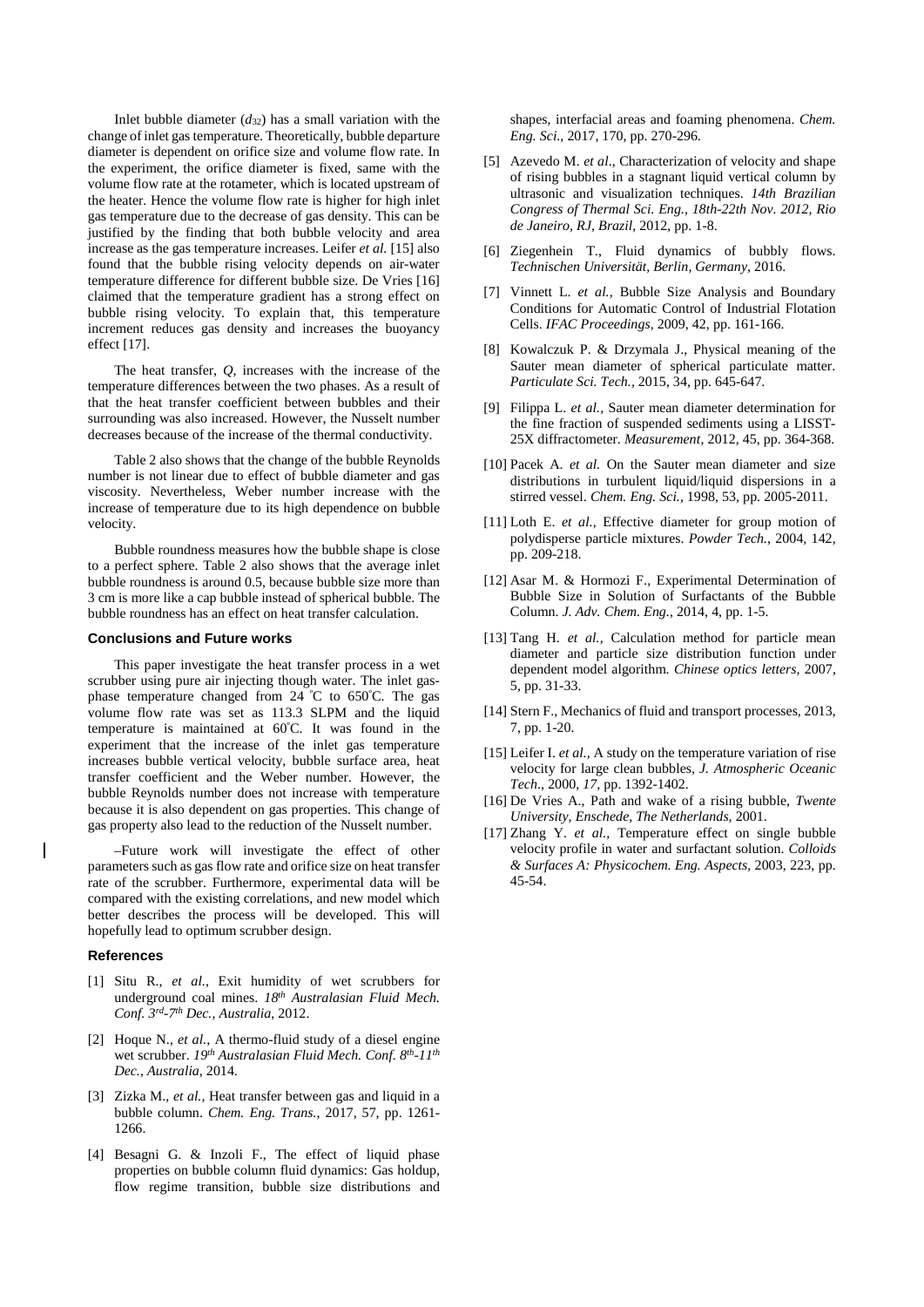Inlet bubble diameter ($d_{32}$) has a small variation with the change of inlet gas temperature. Theoretically, bubble departure diameter is dependent on orifice size and volume flow rate. In the experiment, the orifice diameter is fixed, same with the volume flow rate at the rotameter, which is located upstream of the heater. Hence the volume flow rate is higher for high inlet gas temperature due to the decrease of gas density. This can be justified by the finding that both bubble velocity and area increase as the gas temperature increases. Leifer *et al.* [15] also found that the bubble rising velocity depends on air-water temperature difference for different bubble size. De Vries [16] claimed that the temperature gradient has a strong effect on bubble rising velocity. To explain that, this temperature increment reduces gas density and increases the buoyancy effect [17].

The heat transfer, *Q*, increases with the increase of the temperature differences between the two phases. As a result of that the heat transfer coefficient between bubbles and their surrounding was also increased. However, the Nusselt number decreases because of the increase of the thermal conductivity.

Table 2 also shows that the change of the bubble Reynolds number is not linear due to effect of bubble diameter and gas viscosity. Nevertheless, Weber number increase with the increase of temperature due to its high dependence on bubble velocity.

Bubble roundness measures how the bubble shape is close to a perfect sphere. Table 2 also shows that the average inlet bubble roundness is around 0.5, because bubble size more than 3 cm is more like a cap bubble instead of spherical bubble. The bubble roundness has an effect on heat transfer calculation.

### Conclusions and Future works

This paper investigate the heat transfer process in a wet scrubber using pure air injecting though water. The inlet gas-phase temperature changed from 24 °C to 650°C. The gas volume flow rate was set as 113.3 SLPM and the liquid temperature is maintained at 60°C. It was found in the experiment that the increase of the inlet gas temperature increases bubble vertical velocity, bubble surface area, heat transfer coefficient and the Weber number. However, the bubble Reynolds number does not increase with temperature because it is also dependent on gas properties. This change of gas property also lead to the reduction of the Nusselt number.

–Future work will investigate the effect of other parameters such as gas flow rate and orifice size on heat transfer rate of the scrubber. Furthermore, experimental data will be compared with the existing correlations, and new model which better describes the process will be developed. This will hopefully lead to optimum scrubber design.

### References

[1] Situ R., *et al.*, Exit humidity of wet scrubbers for underground coal mines. *18th Australasian Fluid Mech. Conf. 3rd-7th Dec., Australia*, 2012.

[2] Hoque N., *et al.,* A thermo-fluid study of a diesel engine wet scrubber. *19th Australasian Fluid Mech. Conf. 8th-11th Dec., Australia*, 2014.

[3] Zizka M., *et al.*, Heat transfer between gas and liquid in a bubble column. *Chem. Eng. Trans.*, 2017, 57, pp. 1261-1266.

[4] Besagni G. & Inzoli F., The effect of liquid phase properties on bubble column fluid dynamics: Gas holdup, flow regime transition, bubble size distributions and shapes, interfacial areas and foaming phenomena. *Chem. Eng. Sci.*, 2017, 170, pp. 270-296.

[5] Azevedo M. *et al*., Characterization of velocity and shape of rising bubbles in a stagnant liquid vertical column by ultrasonic and visualization techniques. *14th Brazilian Congress of Thermal Sci. Eng., 18th-22th Nov. 2012, Rio de Janeiro, RJ, Brazil*, 2012, pp. 1-8.

[6] Ziegenhein T., Fluid dynamics of bubbly flows. *Technischen Universität, Berlin, Germany*, 2016.

[7] Vinnett L. *et al.,* Bubble Size Analysis and Boundary Conditions for Automatic Control of Industrial Flotation Cells. *IFAC Proceedings*, 2009, 42, pp. 161-166.

[8] Kowalczuk P. & Drzymala J., Physical meaning of the Sauter mean diameter of spherical particulate matter. *Particulate Sci. Tech.*, 2015, 34, pp. 645-647.

[9] Filippa L. *et al.*, Sauter mean diameter determination for the fine fraction of suspended sediments using a LISST-25X diffractometer. *Measurement*, 2012, 45, pp. 364-368.

[10] Pacek A. *et al.* On the Sauter mean diameter and size distributions in turbulent liquid/liquid dispersions in a stirred vessel. *Chem. Eng. Sci.*, 1998, 53, pp. 2005-2011.

[11] Loth E. *et al.,* Effective diameter for group motion of polydisperse particle mixtures. *Powder Tech.*, 2004, 142, pp. 209-218.

[12] Asar M. & Hormozi F., Experimental Determination of Bubble Size in Solution of Surfactants of the Bubble Column. *J. Adv. Chem. Eng.*, 2014, 4, pp. 1-5.

[13] Tang H. *et al.,* Calculation method for particle mean diameter and particle size distribution function under dependent model algorithm. *Chinese optics letters,* 2007, 5, pp. 31-33.

[14] Stern F., Mechanics of fluid and transport processes, 2013, 7, pp. 1-20.

[15] Leifer I. *et al.,* A study on the temperature variation of rise velocity for large clean bubbles, *J. Atmospheric Oceanic Tech*., 2000, *17*, pp. 1392-1402.

[16] De Vries A., Path and wake of a rising bubble, *Twente University, Enschede, The Netherlands*, 2001.

[17] Zhang Y. *et al.,* Temperature effect on single bubble velocity profile in water and surfactant solution. *Colloids & Surfaces A: Physicochem. Eng. Aspects*, 2003, 223, pp. 45-54.